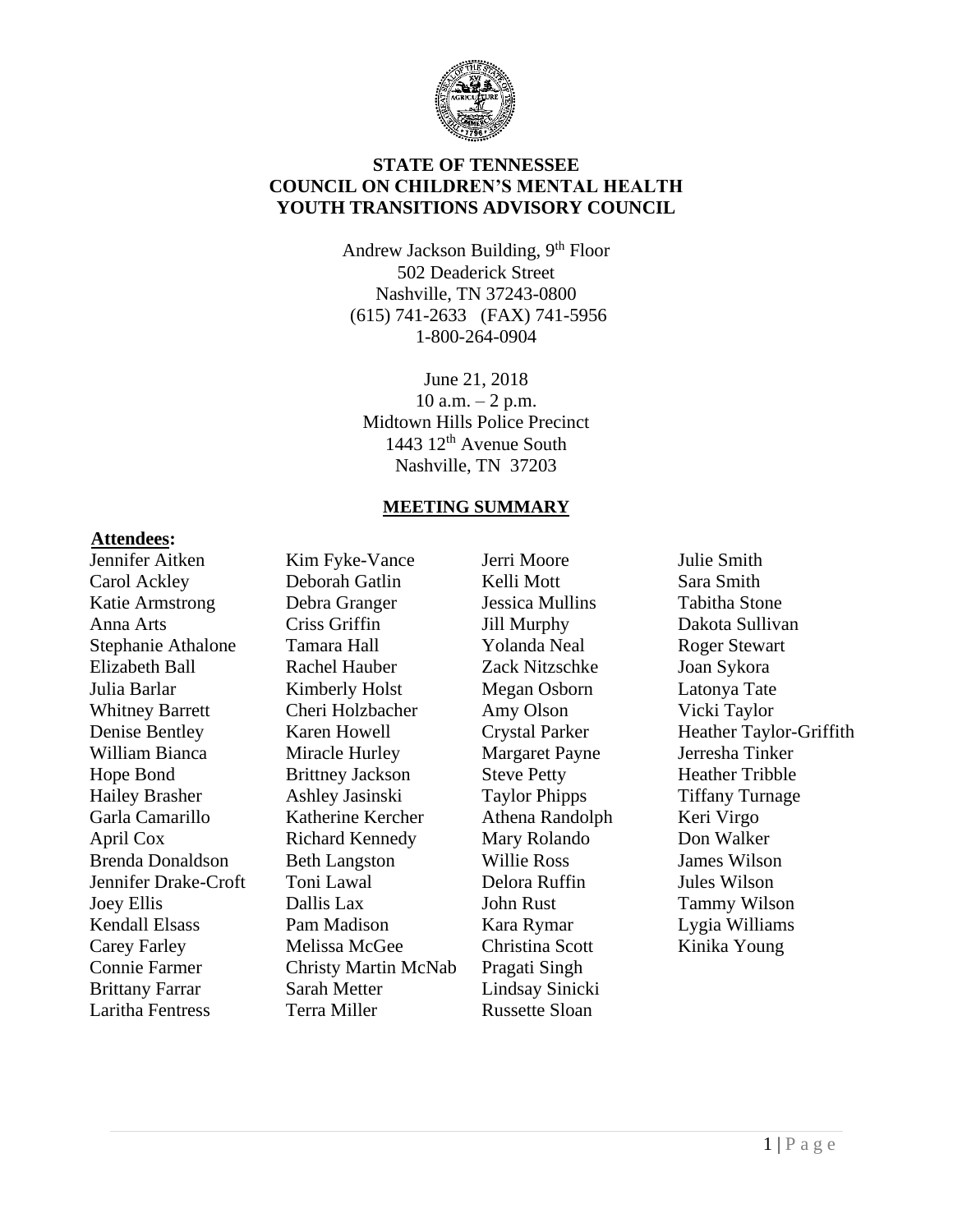**STATE OF TENNESSEE**
**COUNCIL ON CHILDREN'S MENTAL HEALTH**
**YOUTH TRANSITIONS ADVISORY COUNCIL**

Andrew Jackson Building, 9th Floor
502 Deaderick Street
Nashville, TN 37243-0800
(615) 741-2633 (FAX) 741-5956
1-800-264-0904

June 21, 2018
10 a.m. – 2 p.m.
Midtown Hills Police Precinct
1443 12th Avenue South
Nashville, TN 37203

## MEETING SUMMARY

**Attendees:**

Jennifer Aitken
Carol Ackley
Katie Armstrong
Anna Arts
Stephanie Athalone
Elizabeth Ball
Julia Barlar
Whitney Barrett
Denise Bentley
William Bianca
Hope Bond
Hailey Brasher
Garla Camarillo
April Cox
Brenda Donaldson
Jennifer Drake-Croft
Joey Ellis
Kendall Elsass
Carey Farley
Connie Farmer
Brittany Farrar
Laritha Fentress
Kim Fyke-Vance
Deborah Gatlin
Debra Granger
Criss Griffin
Tamara Hall
Rachel Hauber
Kimberly Holst
Cheri Holzbacher
Karen Howell
Miracle Hurley
Brittney Jackson
Ashley Jasinski
Katherine Kercher
Richard Kennedy
Beth Langston
Toni Lawal
Dallis Lax
Pam Madison
Melissa McGee
Christy Martin McNab
Sarah Metter
Terra Miller
Jerri Moore
Kelli Mott
Jessica Mullins
Jill Murphy
Yolanda Neal
Zack Nitzschke
Megan Osborn
Amy Olson
Crystal Parker
Margaret Payne
Steve Petty
Taylor Phipps
Athena Randolph
Mary Rolando
Willie Ross
Delora Ruffin
John Rust
Kara Rymar
Christina Scott
Pragati Singh
Lindsay Sinicki
Russette Sloan
Julie Smith
Sara Smith
Tabitha Stone
Dakota Sullivan
Roger Stewart
Joan Sykora
Latonya Tate
Vicki Taylor
Heather Taylor-Griffith
Jerresha Tinker
Heather Tribble
Tiffany Turnage
Keri Virgo
Don Walker
James Wilson
Jules Wilson
Tammy Wilson
Lygia Williams
Kinika Young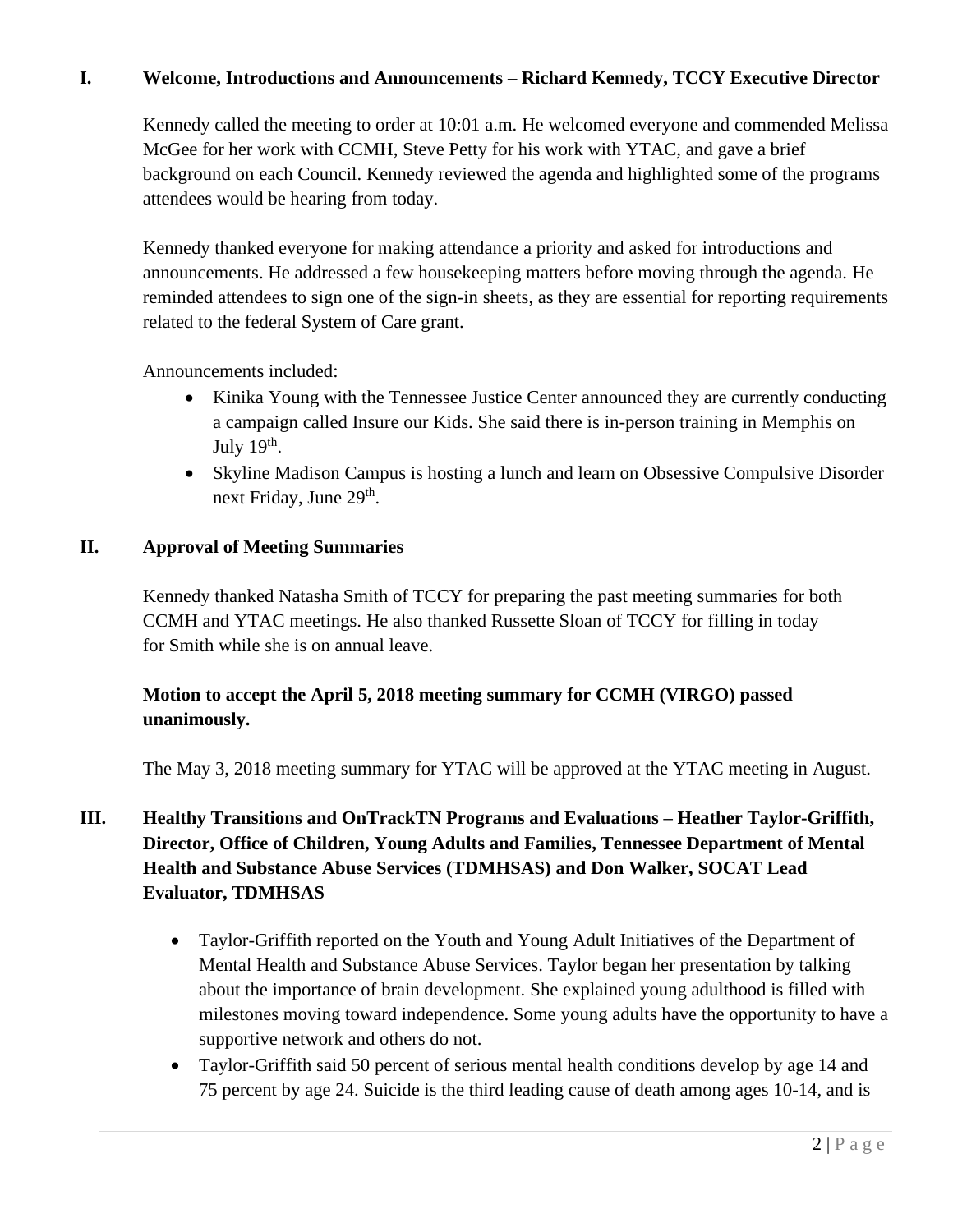## I. Welcome, Introductions and Announcements – Richard Kennedy, TCCY Executive Director

Kennedy called the meeting to order at 10:01 a.m. He welcomed everyone and commended Melissa McGee for her work with CCMH, Steve Petty for his work with YTAC, and gave a brief background on each Council. Kennedy reviewed the agenda and highlighted some of the programs attendees would be hearing from today.

Kennedy thanked everyone for making attendance a priority and asked for introductions and announcements. He addressed a few housekeeping matters before moving through the agenda. He reminded attendees to sign one of the sign-in sheets, as they are essential for reporting requirements related to the federal System of Care grant.

Announcements included:

- Kinika Young with the Tennessee Justice Center announced they are currently conducting a campaign called Insure our Kids. She said there is in-person training in Memphis on July 19th.
- Skyline Madison Campus is hosting a lunch and learn on Obsessive Compulsive Disorder next Friday, June 29th.

## II. Approval of Meeting Summaries

Kennedy thanked Natasha Smith of TCCY for preparing the past meeting summaries for both CCMH and YTAC meetings. He also thanked Russette Sloan of TCCY for filling in today for Smith while she is on annual leave.

**Motion to accept the April 5, 2018 meeting summary for CCMH (VIRGO) passed unanimously.**

The May 3, 2018 meeting summary for YTAC will be approved at the YTAC meeting in August.

## III. Healthy Transitions and OnTrackTN Programs and Evaluations – Heather Taylor-Griffith, Director, Office of Children, Young Adults and Families, Tennessee Department of Mental Health and Substance Abuse Services (TDMHSAS) and Don Walker, SOCAT Lead Evaluator, TDMHSAS

- Taylor-Griffith reported on the Youth and Young Adult Initiatives of the Department of Mental Health and Substance Abuse Services. Taylor began her presentation by talking about the importance of brain development. She explained young adulthood is filled with milestones moving toward independence. Some young adults have the opportunity to have a supportive network and others do not.
- Taylor-Griffith said 50 percent of serious mental health conditions develop by age 14 and 75 percent by age 24. Suicide is the third leading cause of death among ages 10-14, and is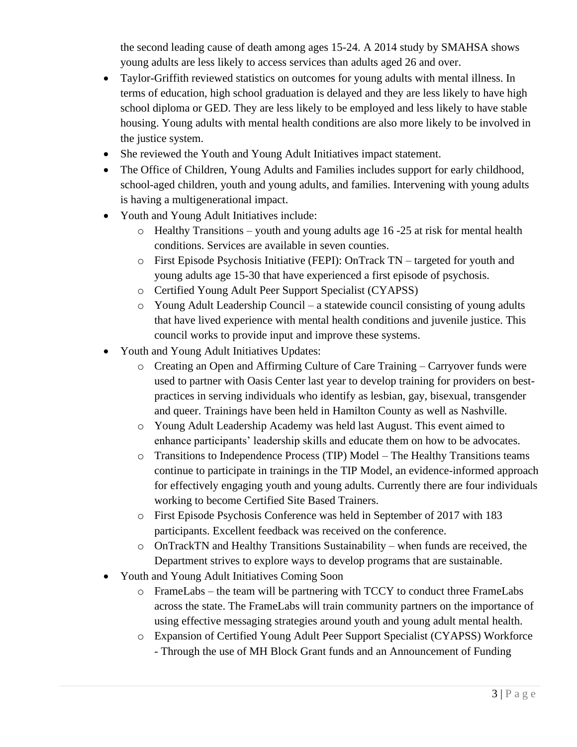the second leading cause of death among ages 15-24. A 2014 study by SMAHSA shows young adults are less likely to access services than adults aged 26 and over.

- Taylor-Griffith reviewed statistics on outcomes for young adults with mental illness. In terms of education, high school graduation is delayed and they are less likely to have high school diploma or GED. They are less likely to be employed and less likely to have stable housing. Young adults with mental health conditions are also more likely to be involved in the justice system.
- She reviewed the Youth and Young Adult Initiatives impact statement.
- The Office of Children, Young Adults and Families includes support for early childhood, school-aged children, youth and young adults, and families. Intervening with young adults is having a multigenerational impact.
- Youth and Young Adult Initiatives include:
  - Healthy Transitions – youth and young adults age 16 -25 at risk for mental health conditions. Services are available in seven counties.
  - First Episode Psychosis Initiative (FEPI): OnTrack TN – targeted for youth and young adults age 15-30 that have experienced a first episode of psychosis.
  - Certified Young Adult Peer Support Specialist (CYAPSS)
  - Young Adult Leadership Council – a statewide council consisting of young adults that have lived experience with mental health conditions and juvenile justice. This council works to provide input and improve these systems.
- Youth and Young Adult Initiatives Updates:
  - Creating an Open and Affirming Culture of Care Training – Carryover funds were used to partner with Oasis Center last year to develop training for providers on best-practices in serving individuals who identify as lesbian, gay, bisexual, transgender and queer. Trainings have been held in Hamilton County as well as Nashville.
  - Young Adult Leadership Academy was held last August. This event aimed to enhance participants' leadership skills and educate them on how to be advocates.
  - Transitions to Independence Process (TIP) Model – The Healthy Transitions teams continue to participate in trainings in the TIP Model, an evidence-informed approach for effectively engaging youth and young adults. Currently there are four individuals working to become Certified Site Based Trainers.
  - First Episode Psychosis Conference was held in September of 2017 with 183 participants. Excellent feedback was received on the conference.
  - OnTrackTN and Healthy Transitions Sustainability – when funds are received, the Department strives to explore ways to develop programs that are sustainable.
- Youth and Young Adult Initiatives Coming Soon
  - FrameLabs – the team will be partnering with TCCY to conduct three FrameLabs across the state. The FrameLabs will train community partners on the importance of using effective messaging strategies around youth and young adult mental health.
  - Expansion of Certified Young Adult Peer Support Specialist (CYAPSS) Workforce - Through the use of MH Block Grant funds and an Announcement of Funding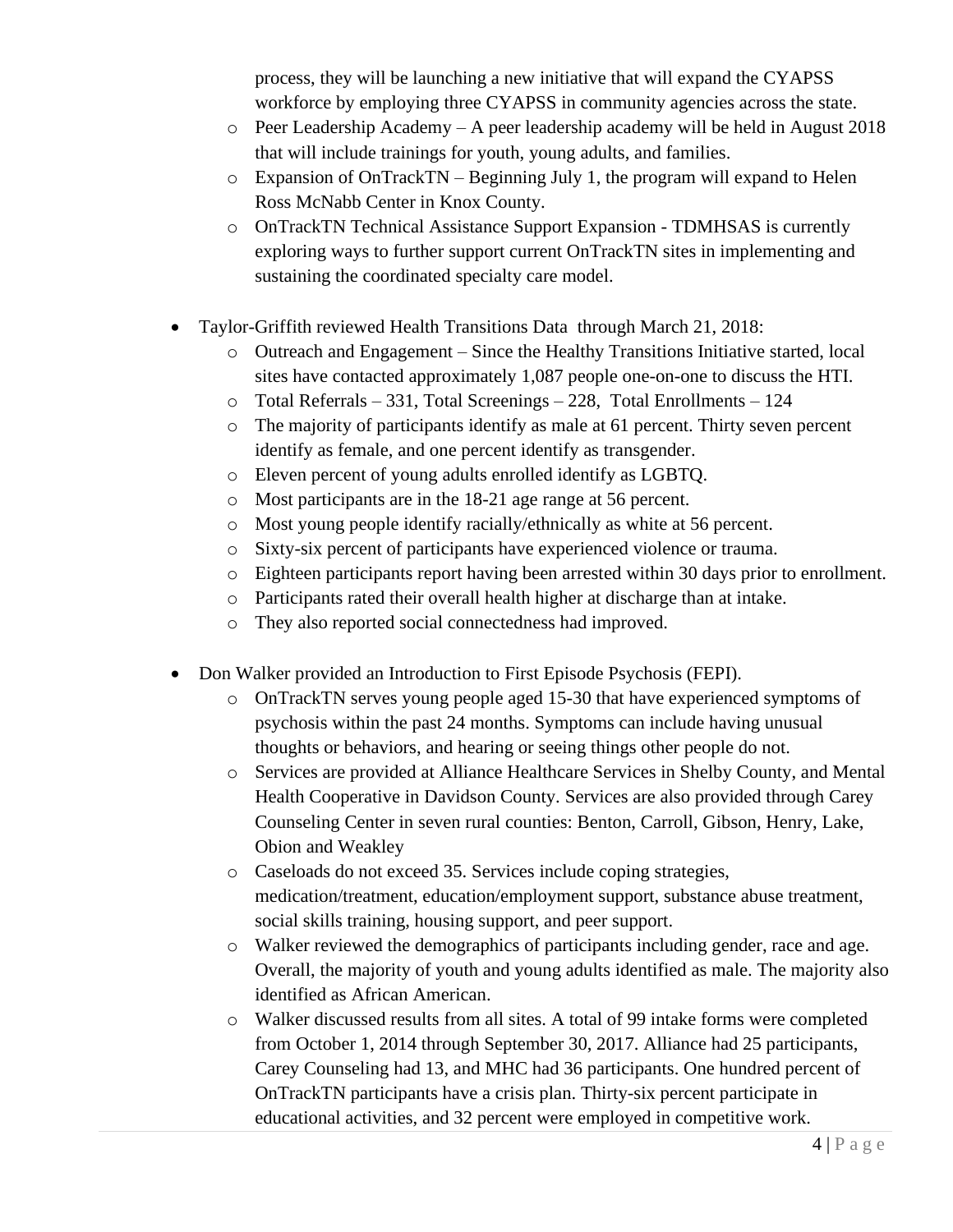process, they will be launching a new initiative that will expand the CYAPSS workforce by employing three CYAPSS in community agencies across the state.
  - Peer Leadership Academy – A peer leadership academy will be held in August 2018 that will include trainings for youth, young adults, and families.
  - Expansion of OnTrackTN – Beginning July 1, the program will expand to Helen Ross McNabb Center in Knox County.
  - OnTrackTN Technical Assistance Support Expansion - TDMHSAS is currently exploring ways to further support current OnTrackTN sites in implementing and sustaining the coordinated specialty care model.

- Taylor-Griffith reviewed Health Transitions Data through March 21, 2018:
  - Outreach and Engagement – Since the Healthy Transitions Initiative started, local sites have contacted approximately 1,087 people one-on-one to discuss the HTI.
  - Total Referrals – 331, Total Screenings – 228, Total Enrollments – 124
  - The majority of participants identify as male at 61 percent. Thirty seven percent identify as female, and one percent identify as transgender.
  - Eleven percent of young adults enrolled identify as LGBTQ.
  - Most participants are in the 18-21 age range at 56 percent.
  - Most young people identify racially/ethnically as white at 56 percent.
  - Sixty-six percent of participants have experienced violence or trauma.
  - Eighteen participants report having been arrested within 30 days prior to enrollment.
  - Participants rated their overall health higher at discharge than at intake.
  - They also reported social connectedness had improved.

- Don Walker provided an Introduction to First Episode Psychosis (FEPI).
  - OnTrackTN serves young people aged 15-30 that have experienced symptoms of psychosis within the past 24 months. Symptoms can include having unusual thoughts or behaviors, and hearing or seeing things other people do not.
  - Services are provided at Alliance Healthcare Services in Shelby County, and Mental Health Cooperative in Davidson County. Services are also provided through Carey Counseling Center in seven rural counties: Benton, Carroll, Gibson, Henry, Lake, Obion and Weakley
  - Caseloads do not exceed 35. Services include coping strategies, medication/treatment, education/employment support, substance abuse treatment, social skills training, housing support, and peer support.
  - Walker reviewed the demographics of participants including gender, race and age. Overall, the majority of youth and young adults identified as male. The majority also identified as African American.
  - Walker discussed results from all sites. A total of 99 intake forms were completed from October 1, 2014 through September 30, 2017. Alliance had 25 participants, Carey Counseling had 13, and MHC had 36 participants. One hundred percent of OnTrackTN participants have a crisis plan. Thirty-six percent participate in educational activities, and 32 percent were employed in competitive work.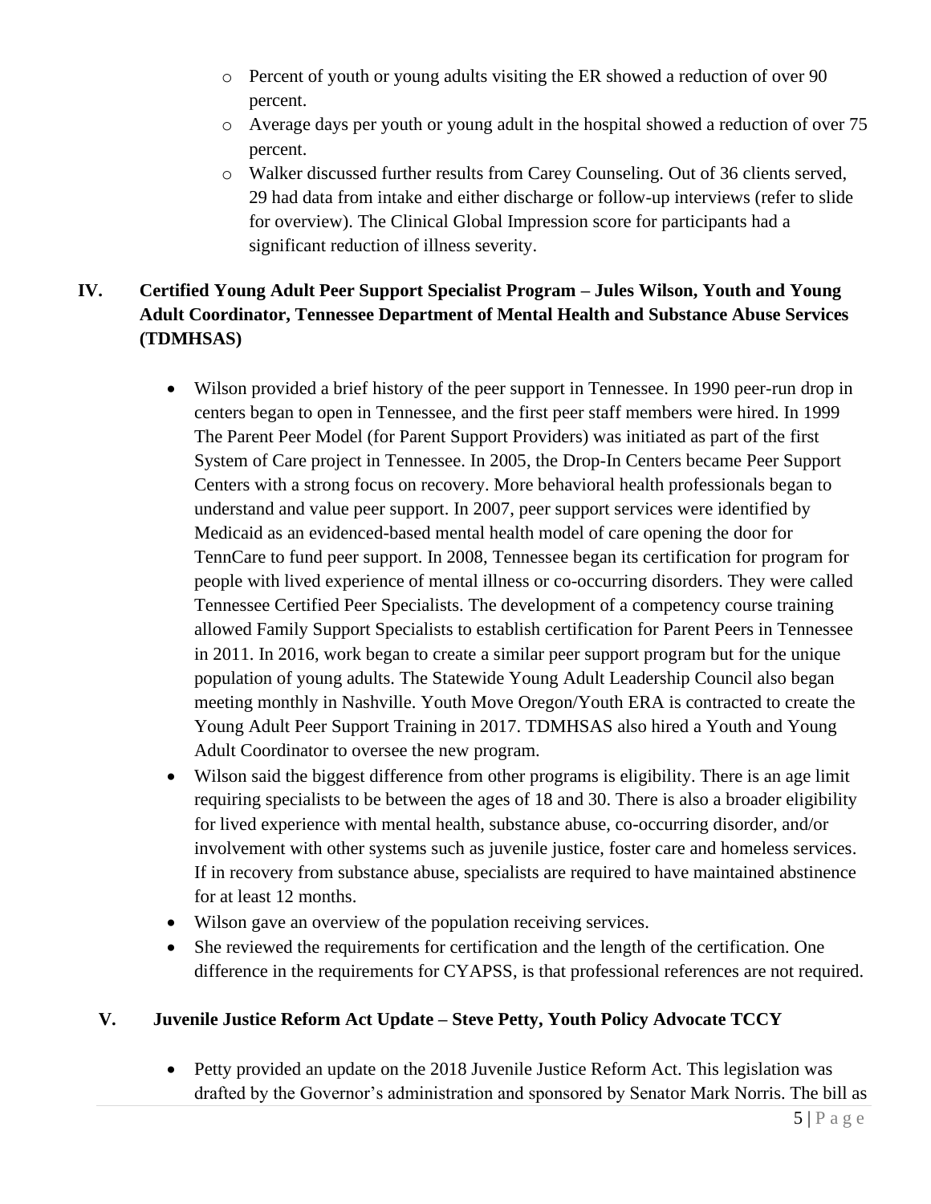- Percent of youth or young adults visiting the ER showed a reduction of over 90 percent.
- Average days per youth or young adult in the hospital showed a reduction of over 75 percent.
- Walker discussed further results from Carey Counseling. Out of 36 clients served, 29 had data from intake and either discharge or follow-up interviews (refer to slide for overview). The Clinical Global Impression score for participants had a significant reduction of illness severity.

## IV. Certified Young Adult Peer Support Specialist Program – Jules Wilson, Youth and Young Adult Coordinator, Tennessee Department of Mental Health and Substance Abuse Services (TDMHSAS)

- Wilson provided a brief history of the peer support in Tennessee. In 1990 peer-run drop in centers began to open in Tennessee, and the first peer staff members were hired. In 1999 The Parent Peer Model (for Parent Support Providers) was initiated as part of the first System of Care project in Tennessee. In 2005, the Drop-In Centers became Peer Support Centers with a strong focus on recovery. More behavioral health professionals began to understand and value peer support. In 2007, peer support services were identified by Medicaid as an evidenced-based mental health model of care opening the door for TennCare to fund peer support. In 2008, Tennessee began its certification for program for people with lived experience of mental illness or co-occurring disorders. They were called Tennessee Certified Peer Specialists. The development of a competency course training allowed Family Support Specialists to establish certification for Parent Peers in Tennessee in 2011. In 2016, work began to create a similar peer support program but for the unique population of young adults. The Statewide Young Adult Leadership Council also began meeting monthly in Nashville. Youth Move Oregon/Youth ERA is contracted to create the Young Adult Peer Support Training in 2017. TDMHSAS also hired a Youth and Young Adult Coordinator to oversee the new program.
- Wilson said the biggest difference from other programs is eligibility. There is an age limit requiring specialists to be between the ages of 18 and 30. There is also a broader eligibility for lived experience with mental health, substance abuse, co-occurring disorder, and/or involvement with other systems such as juvenile justice, foster care and homeless services. If in recovery from substance abuse, specialists are required to have maintained abstinence for at least 12 months.
- Wilson gave an overview of the population receiving services.
- She reviewed the requirements for certification and the length of the certification. One difference in the requirements for CYAPSS, is that professional references are not required.

## V. Juvenile Justice Reform Act Update – Steve Petty, Youth Policy Advocate TCCY

- Petty provided an update on the 2018 Juvenile Justice Reform Act. This legislation was drafted by the Governor's administration and sponsored by Senator Mark Norris. The bill as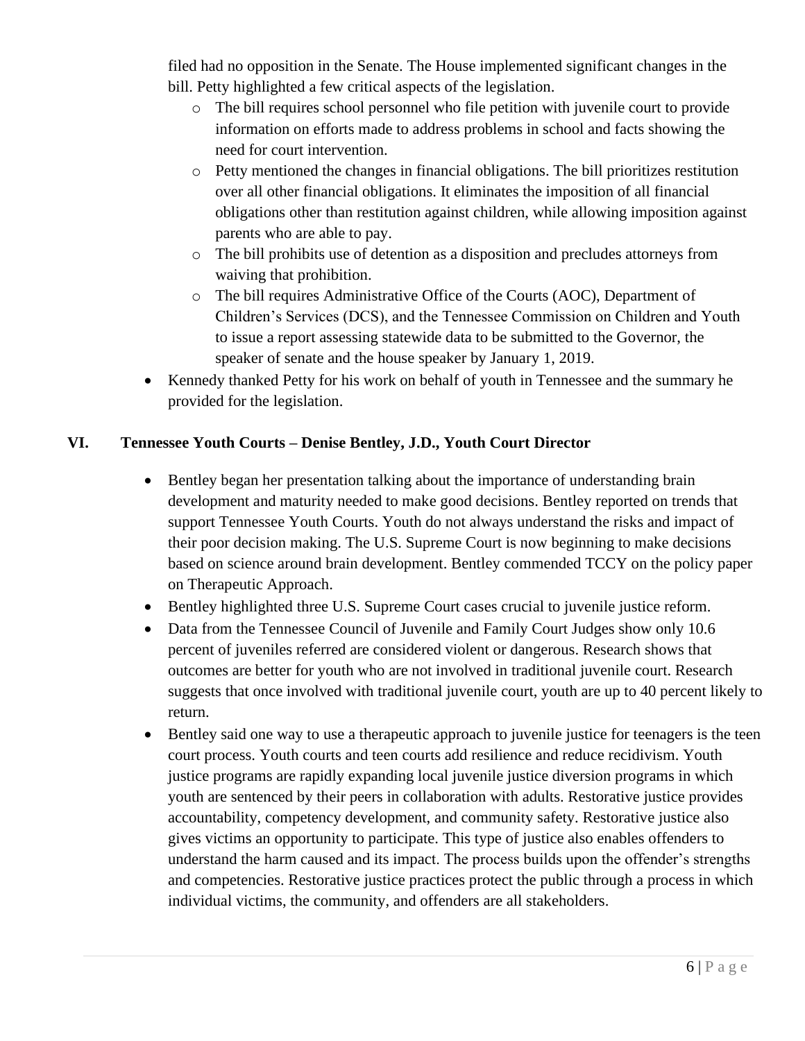filed had no opposition in the Senate. The House implemented significant changes in the bill. Petty highlighted a few critical aspects of the legislation.

  - The bill requires school personnel who file petition with juvenile court to provide information on efforts made to address problems in school and facts showing the need for court intervention.
  - Petty mentioned the changes in financial obligations. The bill prioritizes restitution over all other financial obligations. It eliminates the imposition of all financial obligations other than restitution against children, while allowing imposition against parents who are able to pay.
  - The bill prohibits use of detention as a disposition and precludes attorneys from waiving that prohibition.
  - The bill requires Administrative Office of the Courts (AOC), Department of Children's Services (DCS), and the Tennessee Commission on Children and Youth to issue a report assessing statewide data to be submitted to the Governor, the speaker of senate and the house speaker by January 1, 2019.

- Kennedy thanked Petty for his work on behalf of youth in Tennessee and the summary he provided for the legislation.

## VI. Tennessee Youth Courts – Denise Bentley, J.D., Youth Court Director

- Bentley began her presentation talking about the importance of understanding brain development and maturity needed to make good decisions. Bentley reported on trends that support Tennessee Youth Courts. Youth do not always understand the risks and impact of their poor decision making. The U.S. Supreme Court is now beginning to make decisions based on science around brain development. Bentley commended TCCY on the policy paper on Therapeutic Approach.
- Bentley highlighted three U.S. Supreme Court cases crucial to juvenile justice reform.
- Data from the Tennessee Council of Juvenile and Family Court Judges show only 10.6 percent of juveniles referred are considered violent or dangerous. Research shows that outcomes are better for youth who are not involved in traditional juvenile court. Research suggests that once involved with traditional juvenile court, youth are up to 40 percent likely to return.
- Bentley said one way to use a therapeutic approach to juvenile justice for teenagers is the teen court process. Youth courts and teen courts add resilience and reduce recidivism. Youth justice programs are rapidly expanding local juvenile justice diversion programs in which youth are sentenced by their peers in collaboration with adults. Restorative justice provides accountability, competency development, and community safety. Restorative justice also gives victims an opportunity to participate. This type of justice also enables offenders to understand the harm caused and its impact. The process builds upon the offender's strengths and competencies. Restorative justice practices protect the public through a process in which individual victims, the community, and offenders are all stakeholders.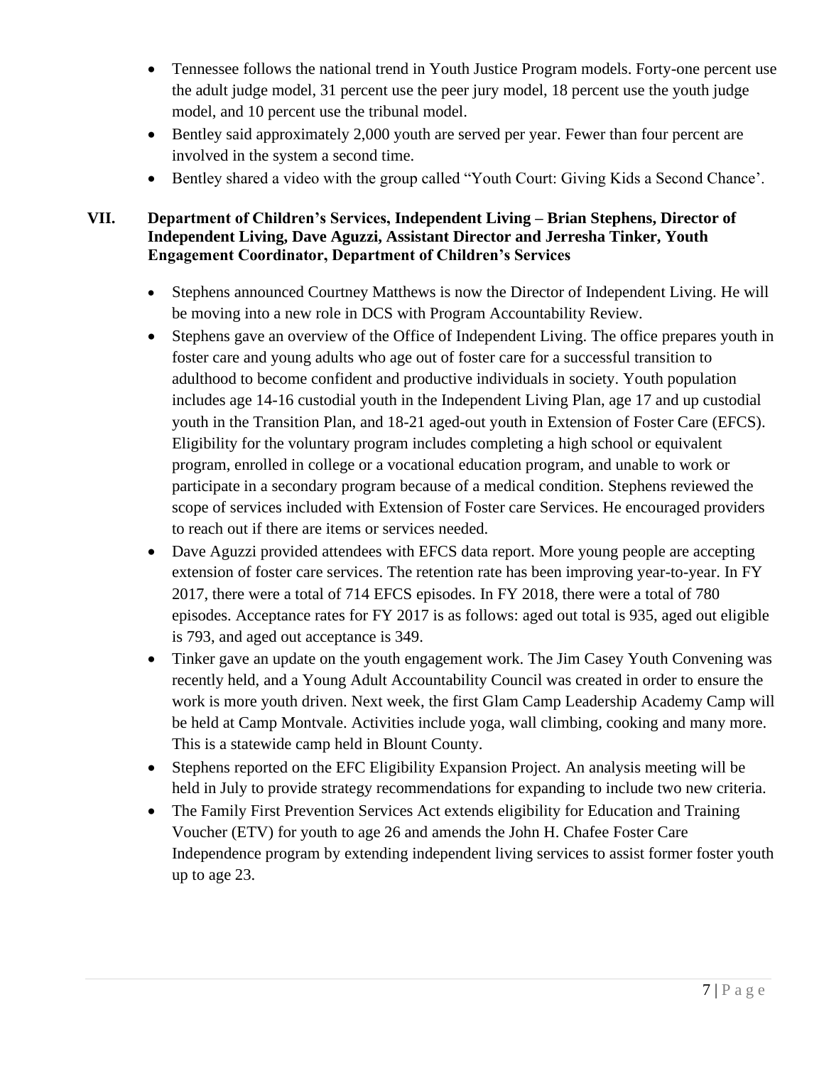- Tennessee follows the national trend in Youth Justice Program models. Forty-one percent use the adult judge model, 31 percent use the peer jury model, 18 percent use the youth judge model, and 10 percent use the tribunal model.
- Bentley said approximately 2,000 youth are served per year. Fewer than four percent are involved in the system a second time.
- Bentley shared a video with the group called "Youth Court: Giving Kids a Second Chance'.

## VII. Department of Children's Services, Independent Living – Brian Stephens, Director of Independent Living, Dave Aguzzi, Assistant Director and Jerresha Tinker, Youth Engagement Coordinator, Department of Children's Services

- Stephens announced Courtney Matthews is now the Director of Independent Living. He will be moving into a new role in DCS with Program Accountability Review.
- Stephens gave an overview of the Office of Independent Living. The office prepares youth in foster care and young adults who age out of foster care for a successful transition to adulthood to become confident and productive individuals in society. Youth population includes age 14-16 custodial youth in the Independent Living Plan, age 17 and up custodial youth in the Transition Plan, and 18-21 aged-out youth in Extension of Foster Care (EFCS). Eligibility for the voluntary program includes completing a high school or equivalent program, enrolled in college or a vocational education program, and unable to work or participate in a secondary program because of a medical condition. Stephens reviewed the scope of services included with Extension of Foster care Services. He encouraged providers to reach out if there are items or services needed.
- Dave Aguzzi provided attendees with EFCS data report. More young people are accepting extension of foster care services. The retention rate has been improving year-to-year. In FY 2017, there were a total of 714 EFCS episodes. In FY 2018, there were a total of 780 episodes. Acceptance rates for FY 2017 is as follows: aged out total is 935, aged out eligible is 793, and aged out acceptance is 349.
- Tinker gave an update on the youth engagement work. The Jim Casey Youth Convening was recently held, and a Young Adult Accountability Council was created in order to ensure the work is more youth driven. Next week, the first Glam Camp Leadership Academy Camp will be held at Camp Montvale. Activities include yoga, wall climbing, cooking and many more. This is a statewide camp held in Blount County.
- Stephens reported on the EFC Eligibility Expansion Project. An analysis meeting will be held in July to provide strategy recommendations for expanding to include two new criteria.
- The Family First Prevention Services Act extends eligibility for Education and Training Voucher (ETV) for youth to age 26 and amends the John H. Chafee Foster Care Independence program by extending independent living services to assist former foster youth up to age 23.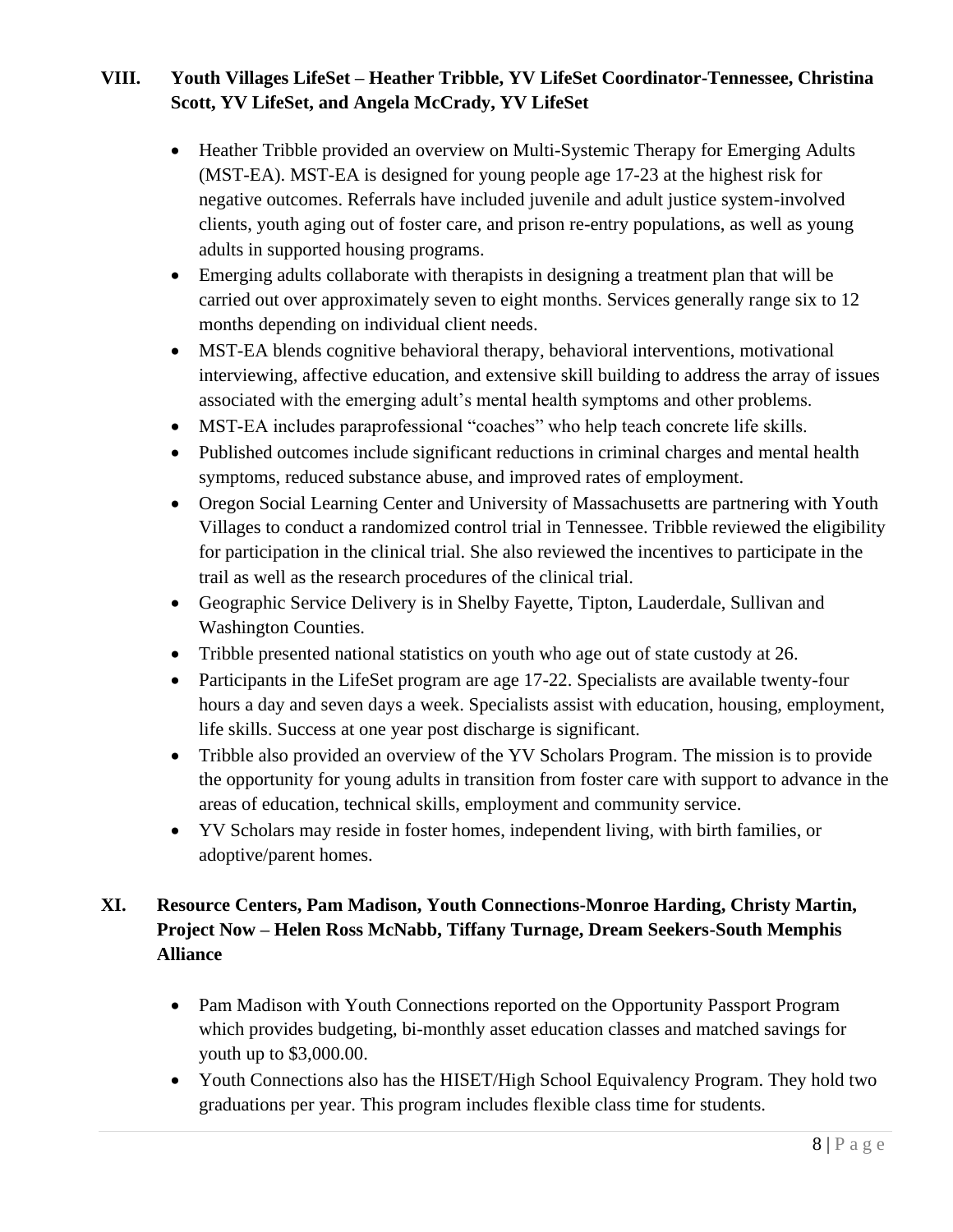## VIII. Youth Villages LifeSet – Heather Tribble, YV LifeSet Coordinator-Tennessee, Christina Scott, YV LifeSet, and Angela McCrady, YV LifeSet

- Heather Tribble provided an overview on Multi-Systemic Therapy for Emerging Adults (MST-EA). MST-EA is designed for young people age 17-23 at the highest risk for negative outcomes. Referrals have included juvenile and adult justice system-involved clients, youth aging out of foster care, and prison re-entry populations, as well as young adults in supported housing programs.
- Emerging adults collaborate with therapists in designing a treatment plan that will be carried out over approximately seven to eight months. Services generally range six to 12 months depending on individual client needs.
- MST-EA blends cognitive behavioral therapy, behavioral interventions, motivational interviewing, affective education, and extensive skill building to address the array of issues associated with the emerging adult's mental health symptoms and other problems.
- MST-EA includes paraprofessional "coaches" who help teach concrete life skills.
- Published outcomes include significant reductions in criminal charges and mental health symptoms, reduced substance abuse, and improved rates of employment.
- Oregon Social Learning Center and University of Massachusetts are partnering with Youth Villages to conduct a randomized control trial in Tennessee. Tribble reviewed the eligibility for participation in the clinical trial. She also reviewed the incentives to participate in the trail as well as the research procedures of the clinical trial.
- Geographic Service Delivery is in Shelby Fayette, Tipton, Lauderdale, Sullivan and Washington Counties.
- Tribble presented national statistics on youth who age out of state custody at 26.
- Participants in the LifeSet program are age 17-22. Specialists are available twenty-four hours a day and seven days a week. Specialists assist with education, housing, employment, life skills. Success at one year post discharge is significant.
- Tribble also provided an overview of the YV Scholars Program. The mission is to provide the opportunity for young adults in transition from foster care with support to advance in the areas of education, technical skills, employment and community service.
- YV Scholars may reside in foster homes, independent living, with birth families, or adoptive/parent homes.

## XI. Resource Centers, Pam Madison, Youth Connections-Monroe Harding, Christy Martin, Project Now – Helen Ross McNabb, Tiffany Turnage, Dream Seekers-South Memphis Alliance

- Pam Madison with Youth Connections reported on the Opportunity Passport Program which provides budgeting, bi-monthly asset education classes and matched savings for youth up to $3,000.00.
- Youth Connections also has the HISET/High School Equivalency Program. They hold two graduations per year. This program includes flexible class time for students.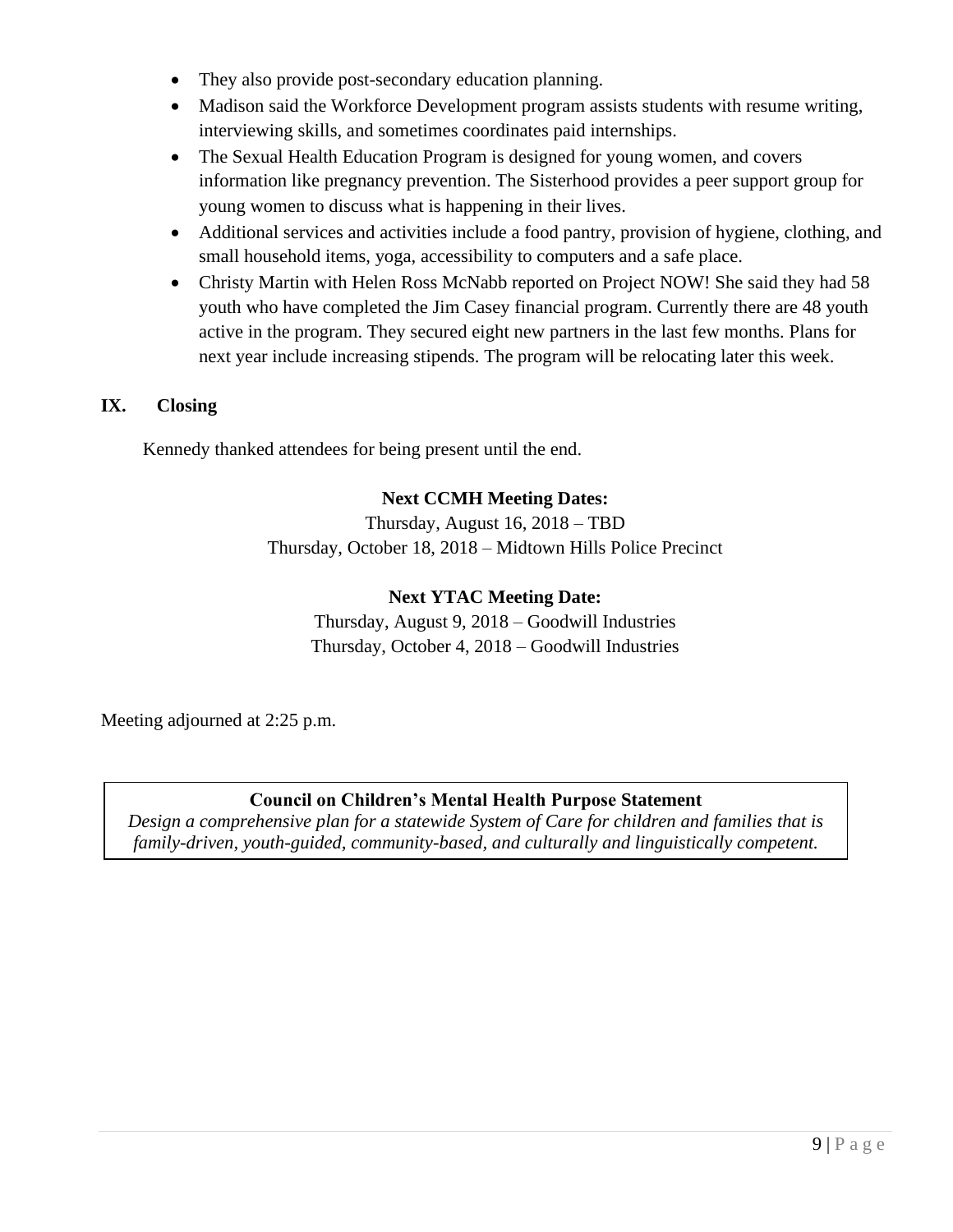- They also provide post-secondary education planning.
- Madison said the Workforce Development program assists students with resume writing, interviewing skills, and sometimes coordinates paid internships.
- The Sexual Health Education Program is designed for young women, and covers information like pregnancy prevention. The Sisterhood provides a peer support group for young women to discuss what is happening in their lives.
- Additional services and activities include a food pantry, provision of hygiene, clothing, and small household items, yoga, accessibility to computers and a safe place.
- Christy Martin with Helen Ross McNabb reported on Project NOW! She said they had 58 youth who have completed the Jim Casey financial program. Currently there are 48 youth active in the program. They secured eight new partners in the last few months. Plans for next year include increasing stipends. The program will be relocating later this week.

## IX. Closing

Kennedy thanked attendees for being present until the end.

**Next CCMH Meeting Dates:**

Thursday, August 16, 2018 – TBD

Thursday, October 18, 2018 – Midtown Hills Police Precinct

**Next YTAC Meeting Date:**

Thursday, August 9, 2018 – Goodwill Industries

Thursday, October 4, 2018 – Goodwill Industries

Meeting adjourned at 2:25 p.m.

**Council on Children's Mental Health Purpose Statement**

*Design a comprehensive plan for a statewide System of Care for children and families that is family-driven, youth-guided, community-based, and culturally and linguistically competent.*